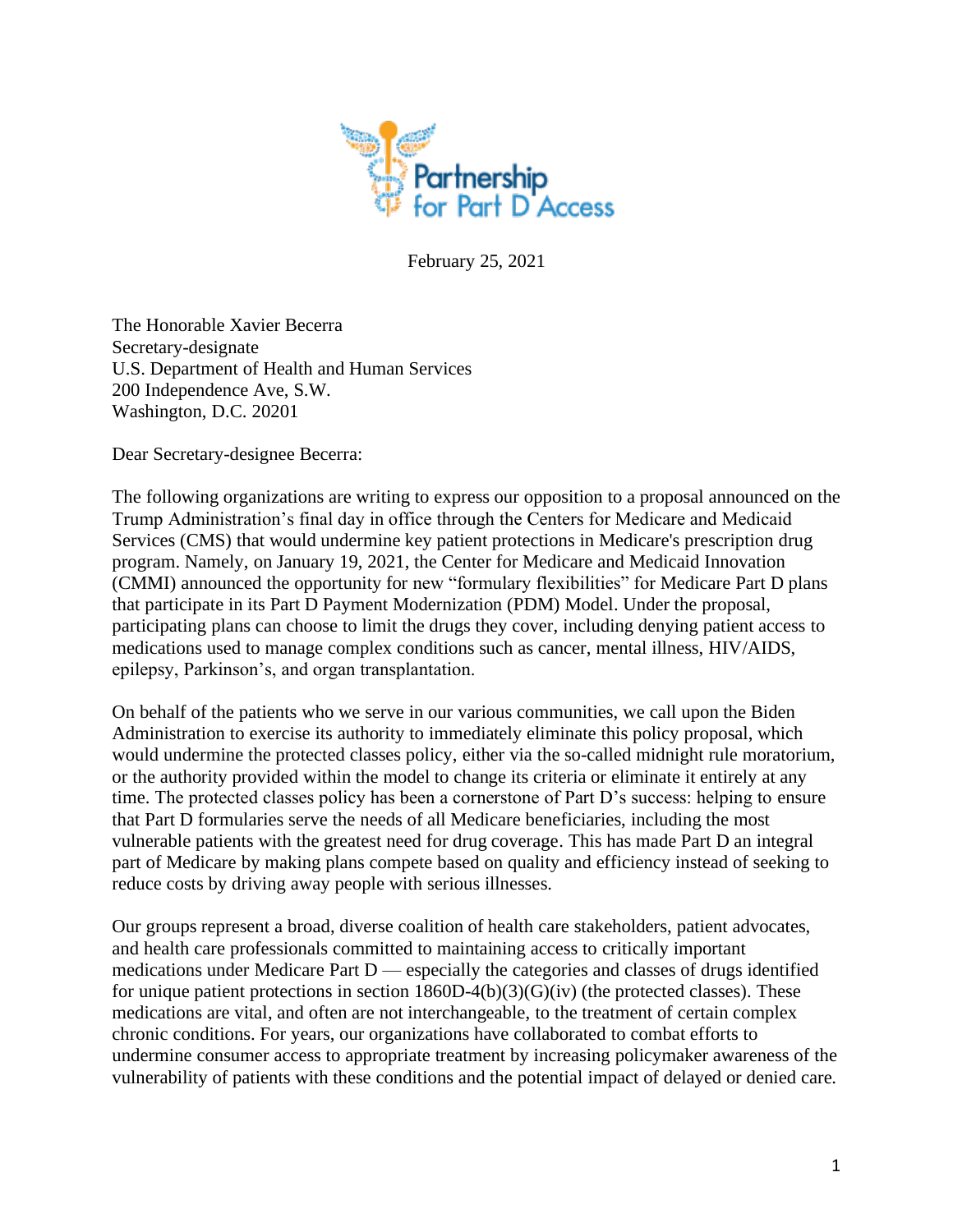Partnership for Part D Access

February 25, 2021

The Honorable Xavier Becerra
Secretary-designate
U.S. Department of Health and Human Services
200 Independence Ave, S.W.
Washington, D.C. 20201

Dear Secretary-designee Becerra:

The following organizations are writing to express our opposition to a proposal announced on the Trump Administration's final day in office through the Centers for Medicare and Medicaid Services (CMS) that would undermine key patient protections in Medicare's prescription drug program. Namely, on January 19, 2021, the Center for Medicare and Medicaid Innovation (CMMI) announced the opportunity for new "formulary flexibilities" for Medicare Part D plans that participate in its Part D Payment Modernization (PDM) Model. Under the proposal, participating plans can choose to limit the drugs they cover, including denying patient access to medications used to manage complex conditions such as cancer, mental illness, HIV/AIDS, epilepsy, Parkinson's, and organ transplantation.

On behalf of the patients who we serve in our various communities, we call upon the Biden Administration to exercise its authority to immediately eliminate this policy proposal, which would undermine the protected classes policy, either via the so-called midnight rule moratorium, or the authority provided within the model to change its criteria or eliminate it entirely at any time. The protected classes policy has been a cornerstone of Part D's success: helping to ensure that Part D formularies serve the needs of all Medicare beneficiaries, including the most vulnerable patients with the greatest need for drug coverage. This has made Part D an integral part of Medicare by making plans compete based on quality and efficiency instead of seeking to reduce costs by driving away people with serious illnesses.

Our groups represent a broad, diverse coalition of health care stakeholders, patient advocates, and health care professionals committed to maintaining access to critically important medications under Medicare Part D — especially the categories and classes of drugs identified for unique patient protections in section 1860D-4(b)(3)(G)(iv) (the protected classes). These medications are vital, and often are not interchangeable, to the treatment of certain complex chronic conditions. For years, our organizations have collaborated to combat efforts to undermine consumer access to appropriate treatment by increasing policymaker awareness of the vulnerability of patients with these conditions and the potential impact of delayed or denied care.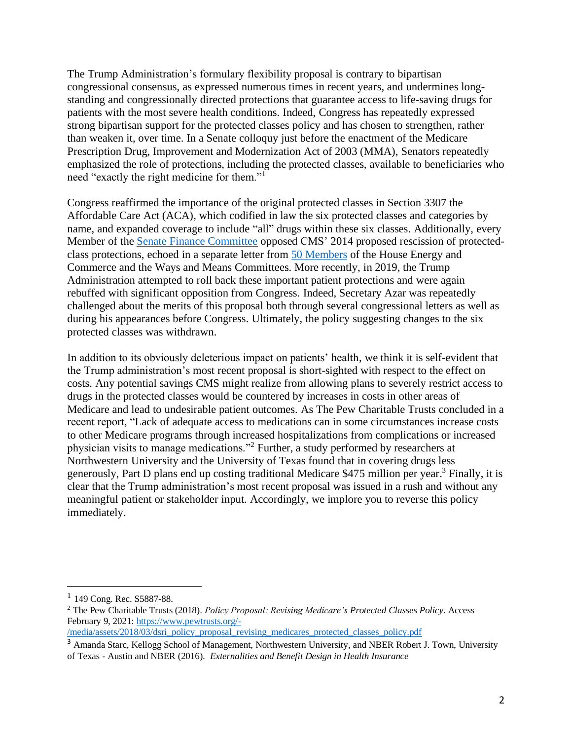The Trump Administration's formulary flexibility proposal is contrary to bipartisan congressional consensus, as expressed numerous times in recent years, and undermines long-standing and congressionally directed protections that guarantee access to life-saving drugs for patients with the most severe health conditions. Indeed, Congress has repeatedly expressed strong bipartisan support for the protected classes policy and has chosen to strengthen, rather than weaken it, over time. In a Senate colloquy just before the enactment of the Medicare Prescription Drug, Improvement and Modernization Act of 2003 (MMA), Senators repeatedly emphasized the role of protections, including the protected classes, available to beneficiaries who need "exactly the right medicine for them."[1]

Congress reaffirmed the importance of the original protected classes in Section 3307 the Affordable Care Act (ACA), which codified in law the six protected classes and categories by name, and expanded coverage to include "all" drugs within these six classes. Additionally, every Member of the Senate Finance Committee opposed CMS' 2014 proposed rescission of protected-class protections, echoed in a separate letter from 50 Members of the House Energy and Commerce and the Ways and Means Committees. More recently, in 2019, the Trump Administration attempted to roll back these important patient protections and were again rebuffed with significant opposition from Congress. Indeed, Secretary Azar was repeatedly challenged about the merits of this proposal both through several congressional letters as well as during his appearances before Congress. Ultimately, the policy suggesting changes to the six protected classes was withdrawn.

In addition to its obviously deleterious impact on patients' health, we think it is self-evident that the Trump administration's most recent proposal is short-sighted with respect to the effect on costs. Any potential savings CMS might realize from allowing plans to severely restrict access to drugs in the protected classes would be countered by increases in costs in other areas of Medicare and lead to undesirable patient outcomes. As The Pew Charitable Trusts concluded in a recent report, "Lack of adequate access to medications can in some circumstances increase costs to other Medicare programs through increased hospitalizations from complications or increased physician visits to manage medications."[2] Further, a study performed by researchers at Northwestern University and the University of Texas found that in covering drugs less generously, Part D plans end up costing traditional Medicare $475 million per year.[3] Finally, it is clear that the Trump administration's most recent proposal was issued in a rush and without any meaningful patient or stakeholder input. Accordingly, we implore you to reverse this policy immediately.

---

[1] 149 Cong. Rec. S5887-88.

[2] The Pew Charitable Trusts (2018). *Policy Proposal: Revising Medicare's Protected Classes Policy.* Access February 9, 2021: https://www.pewtrusts.org/-/media/assets/2018/03/dsri_policy_proposal_revising_medicares_protected_classes_policy.pdf

[3] Amanda Starc, Kellogg School of Management, Northwestern University, and NBER Robert J. Town, University of Texas - Austin and NBER (2016). *Externalities and Benefit Design in Health Insurance*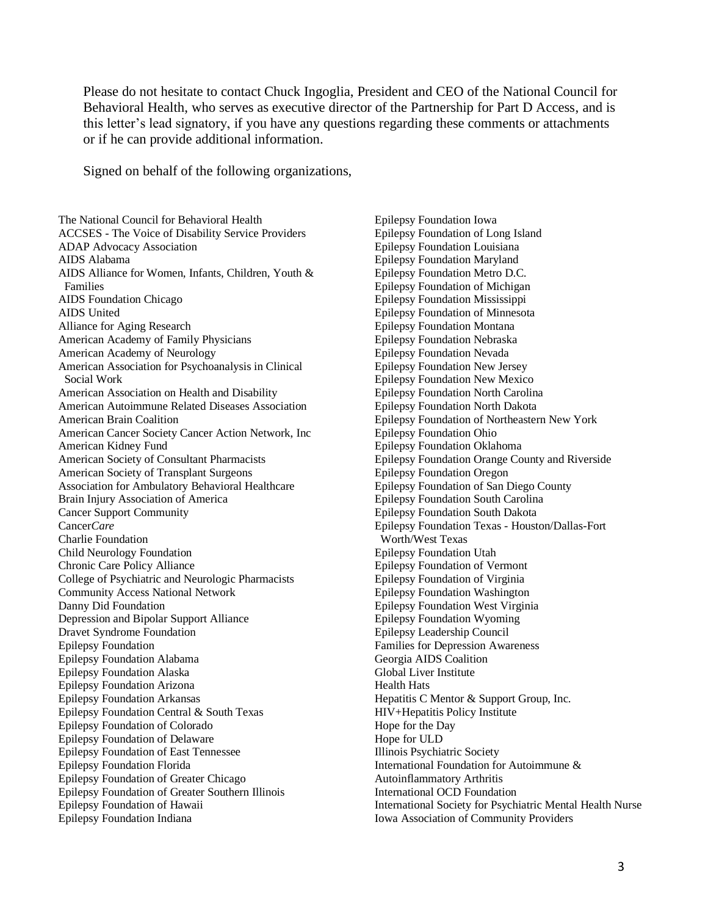Please do not hesitate to contact Chuck Ingoglia, President and CEO of the National Council for Behavioral Health, who serves as executive director of the Partnership for Part D Access, and is this letter's lead signatory, if you have any questions regarding these comments or attachments or if he can provide additional information.

Signed on behalf of the following organizations,

The National Council for Behavioral Health
ACCSES - The Voice of Disability Service Providers
ADAP Advocacy Association
AIDS Alabama
AIDS Alliance for Women, Infants, Children, Youth & Families
AIDS Foundation Chicago
AIDS United
Alliance for Aging Research
American Academy of Family Physicians
American Academy of Neurology
American Association for Psychoanalysis in Clinical Social Work
American Association on Health and Disability
American Autoimmune Related Diseases Association
American Brain Coalition
American Cancer Society Cancer Action Network, Inc
American Kidney Fund
American Society of Consultant Pharmacists
American Society of Transplant Surgeons
Association for Ambulatory Behavioral Healthcare
Brain Injury Association of America
Cancer Support Community
Cancer*Care*
Charlie Foundation
Child Neurology Foundation
Chronic Care Policy Alliance
College of Psychiatric and Neurologic Pharmacists
Community Access National Network
Danny Did Foundation
Depression and Bipolar Support Alliance
Dravet Syndrome Foundation
Epilepsy Foundation
Epilepsy Foundation Alabama
Epilepsy Foundation Alaska
Epilepsy Foundation Arizona
Epilepsy Foundation Arkansas
Epilepsy Foundation Central & South Texas
Epilepsy Foundation of Colorado
Epilepsy Foundation of Delaware
Epilepsy Foundation of East Tennessee
Epilepsy Foundation Florida
Epilepsy Foundation of Greater Chicago
Epilepsy Foundation of Greater Southern Illinois
Epilepsy Foundation of Hawaii
Epilepsy Foundation Indiana
Epilepsy Foundation Iowa
Epilepsy Foundation of Long Island
Epilepsy Foundation Louisiana
Epilepsy Foundation Maryland
Epilepsy Foundation Metro D.C.
Epilepsy Foundation of Michigan
Epilepsy Foundation Mississippi
Epilepsy Foundation of Minnesota
Epilepsy Foundation Montana
Epilepsy Foundation Nebraska
Epilepsy Foundation Nevada
Epilepsy Foundation New Jersey
Epilepsy Foundation New Mexico
Epilepsy Foundation North Carolina
Epilepsy Foundation North Dakota
Epilepsy Foundation of Northeastern New York
Epilepsy Foundation Ohio
Epilepsy Foundation Oklahoma
Epilepsy Foundation Orange County and Riverside
Epilepsy Foundation Oregon
Epilepsy Foundation of San Diego County
Epilepsy Foundation South Carolina
Epilepsy Foundation South Dakota
Epilepsy Foundation Texas - Houston/Dallas-Fort Worth/West Texas
Epilepsy Foundation Utah
Epilepsy Foundation of Vermont
Epilepsy Foundation of Virginia
Epilepsy Foundation Washington
Epilepsy Foundation West Virginia
Epilepsy Foundation Wyoming
Epilepsy Leadership Council
Families for Depression Awareness
Georgia AIDS Coalition
Global Liver Institute
Health Hats
Hepatitis C Mentor & Support Group, Inc.
HIV+Hepatitis Policy Institute
Hope for the Day
Hope for ULD
Illinois Psychiatric Society
International Foundation for Autoimmune & Autoinflammatory Arthritis
International OCD Foundation
International Society for Psychiatric Mental Health Nurse
Iowa Association of Community Providers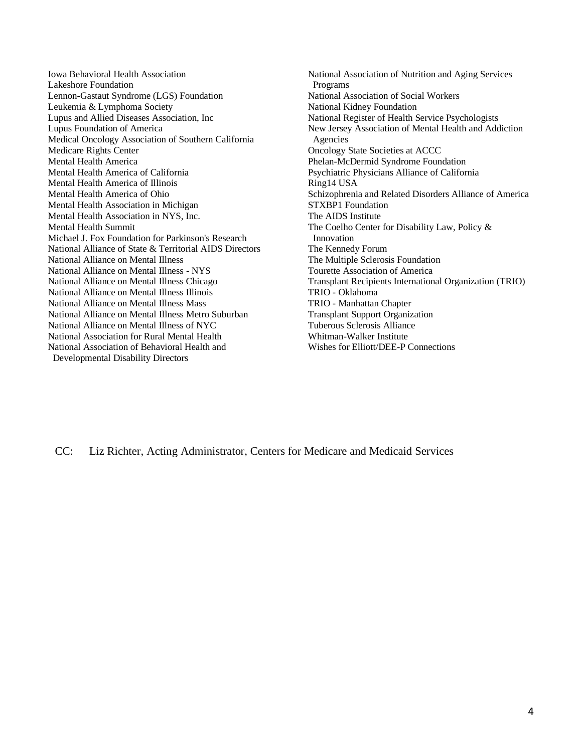Iowa Behavioral Health Association
Lakeshore Foundation
Lennon-Gastaut Syndrome (LGS) Foundation
Leukemia & Lymphoma Society
Lupus and Allied Diseases Association, Inc
Lupus Foundation of America
Medical Oncology Association of Southern California
Medicare Rights Center
Mental Health America
Mental Health America of California
Mental Health America of Illinois
Mental Health America of Ohio
Mental Health Association in Michigan
Mental Health Association in NYS, Inc.
Mental Health Summit
Michael J. Fox Foundation for Parkinson's Research
National Alliance of State & Territorial AIDS Directors
National Alliance on Mental Illness
National Alliance on Mental Illness - NYS
National Alliance on Mental Illness Chicago
National Alliance on Mental Illness Illinois
National Alliance on Mental Illness Mass
National Alliance on Mental Illness Metro Suburban
National Alliance on Mental Illness of NYC
National Association for Rural Mental Health
National Association of Behavioral Health and Developmental Disability Directors
National Association of Nutrition and Aging Services Programs
National Association of Social Workers
National Kidney Foundation
National Register of Health Service Psychologists
New Jersey Association of Mental Health and Addiction Agencies
Oncology State Societies at ACCC
Phelan-McDermid Syndrome Foundation
Psychiatric Physicians Alliance of California
Ring14 USA
Schizophrenia and Related Disorders Alliance of America
STXBP1 Foundation
The AIDS Institute
The Coelho Center for Disability Law, Policy & Innovation
The Kennedy Forum
The Multiple Sclerosis Foundation
Tourette Association of America
Transplant Recipients International Organization (TRIO)
TRIO - Oklahoma
TRIO - Manhattan Chapter
Transplant Support Organization
Tuberous Sclerosis Alliance
Whitman-Walker Institute
Wishes for Elliott/DEE-P Connections

CC: Liz Richter, Acting Administrator, Centers for Medicare and Medicaid Services